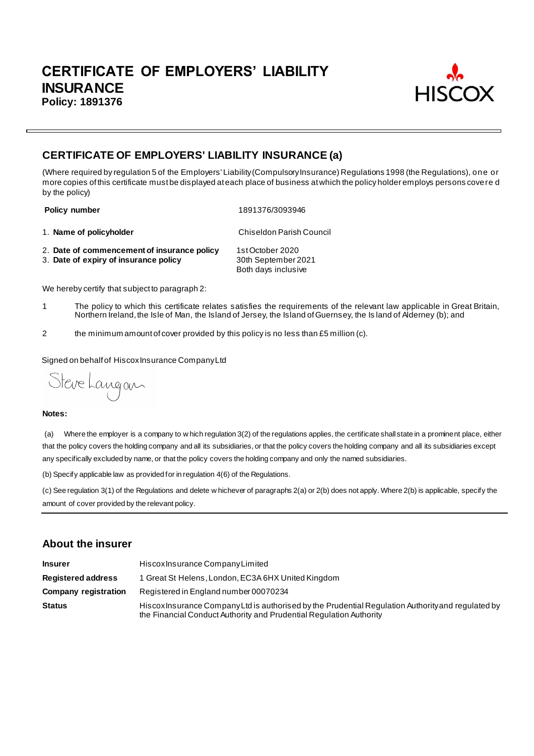# CERTIFICATE OF EMPLOYERS' LIABILITY INSURANCE

**Policy: 1891376**

HISCOX

## CERTIFICATE OF EMPLOYERS' LIABILITY INSURANCE (a)

(Where required by regulation 5 of the Employers' Liability (Compulsory Insurance) Regulations 1998 (the Regulations), one or more copies of this certificate must be displayed at each place of business at which the policy holder employs persons covered by the policy)

| | |
|---|---|
| **Policy number** | 1891376/3093946 |
| 1. **Name of policyholder** | Chiseldon Parish Council |
| 2. **Date of commencement of insurance policy** | 1st October 2020 |
| 3. **Date of expiry of insurance policy** | 30th September 2021<br>Both days inclusive |

We hereby certify that subject to paragraph 2:

1. The policy to which this certificate relates satisfies the requirements of the relevant law applicable in Great Britain, Northern Ireland, the Isle of Man, the Island of Jersey, the Island of Guernsey, the Island of Alderney (b); and
2. the minimum amount of cover provided by this policy is no less than £5 million (c).

Signed on behalf of Hiscox Insurance Company Ltd

Steve Langan

**Notes:**

(a) Where the employer is a company to which regulation 3(2) of the regulations applies, the certificate shall state in a prominent place, either that the policy covers the holding company and all its subsidiaries, or that the policy covers the holding company and all its subsidiaries except any specifically excluded by name, or that the policy covers the holding company and only the named subsidiaries.

(b) Specify applicable law as provided for in regulation 4(6) of the Regulations.

(c) See regulation 3(1) of the Regulations and delete whichever of paragraphs 2(a) or 2(b) does not apply. Where 2(b) is applicable, specify the amount of cover provided by the relevant policy.

## About the insurer

| | |
|---|---|
| **Insurer** | Hiscox Insurance Company Limited |
| **Registered address** | 1 Great St Helens, London, EC3A 6HX United Kingdom |
| **Company registration** | Registered in England number 00070234 |
| **Status** | Hiscox Insurance Company Ltd is authorised by the Prudential Regulation Authority and regulated by the Financial Conduct Authority and Prudential Regulation Authority |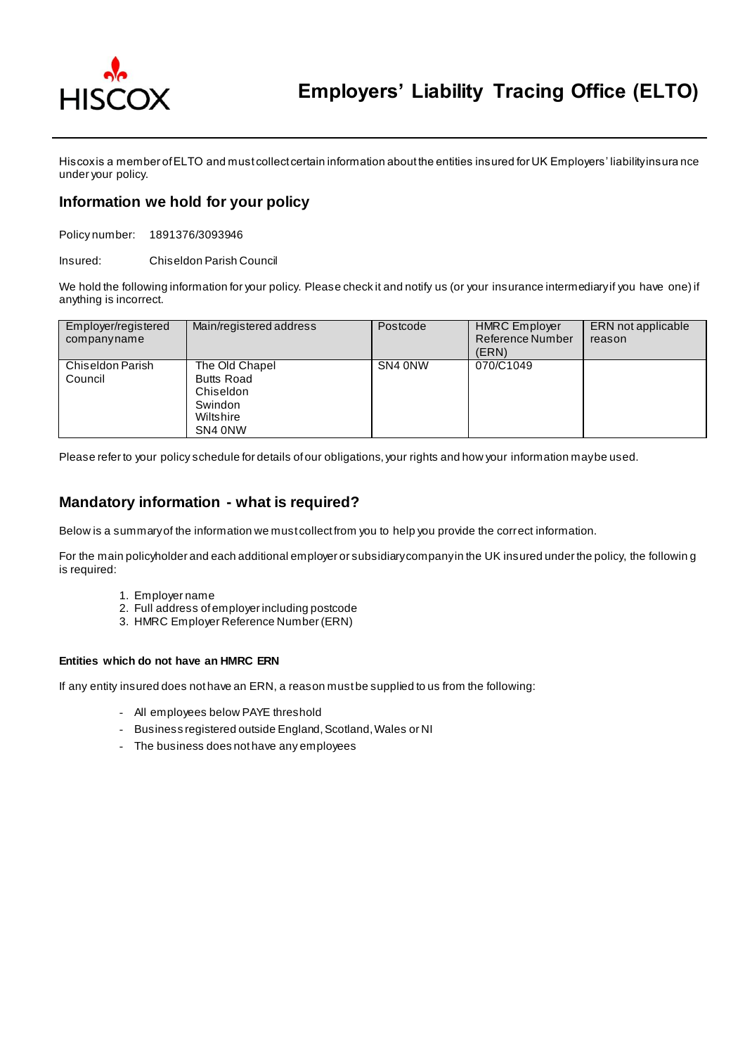HISCOX

# Employers' Liability Tracing Office (ELTO)

Hiscox is a member of ELTO and must collect certain information about the entities insured for UK Employers' liability insurance under your policy.

## Information we hold for your policy

Policy number: 1891376/3093946

Insured: Chiseldon Parish Council

We hold the following information for your policy. Please check it and notify us (or your insurance intermediary if you have one) if anything is incorrect.

| Employer/registered company name | Main/registered address | Postcode | HMRC Employer Reference Number (ERN) | ERN not applicable reason |
|---|---|---|---|---|
| Chiseldon Parish Council | The Old Chapel<br>Butts Road<br>Chiseldon<br>Swindon<br>Wiltshire<br>SN4 0NW | SN4 0NW | 070/C1049 | |

Please refer to your policy schedule for details of our obligations, your rights and how your information may be used.

## Mandatory information - what is required?

Below is a summary of the information we must collect from you to help you provide the correct information.

For the main policyholder and each additional employer or subsidiary company in the UK insured under the policy, the following is required:

1. Employer name
2. Full address of employer including postcode
3. HMRC Employer Reference Number (ERN)

#### Entities which do not have an HMRC ERN

If any entity insured does not have an ERN, a reason must be supplied to us from the following:

- All employees below PAYE threshold
- Business registered outside England, Scotland, Wales or NI
- The business does not have any employees